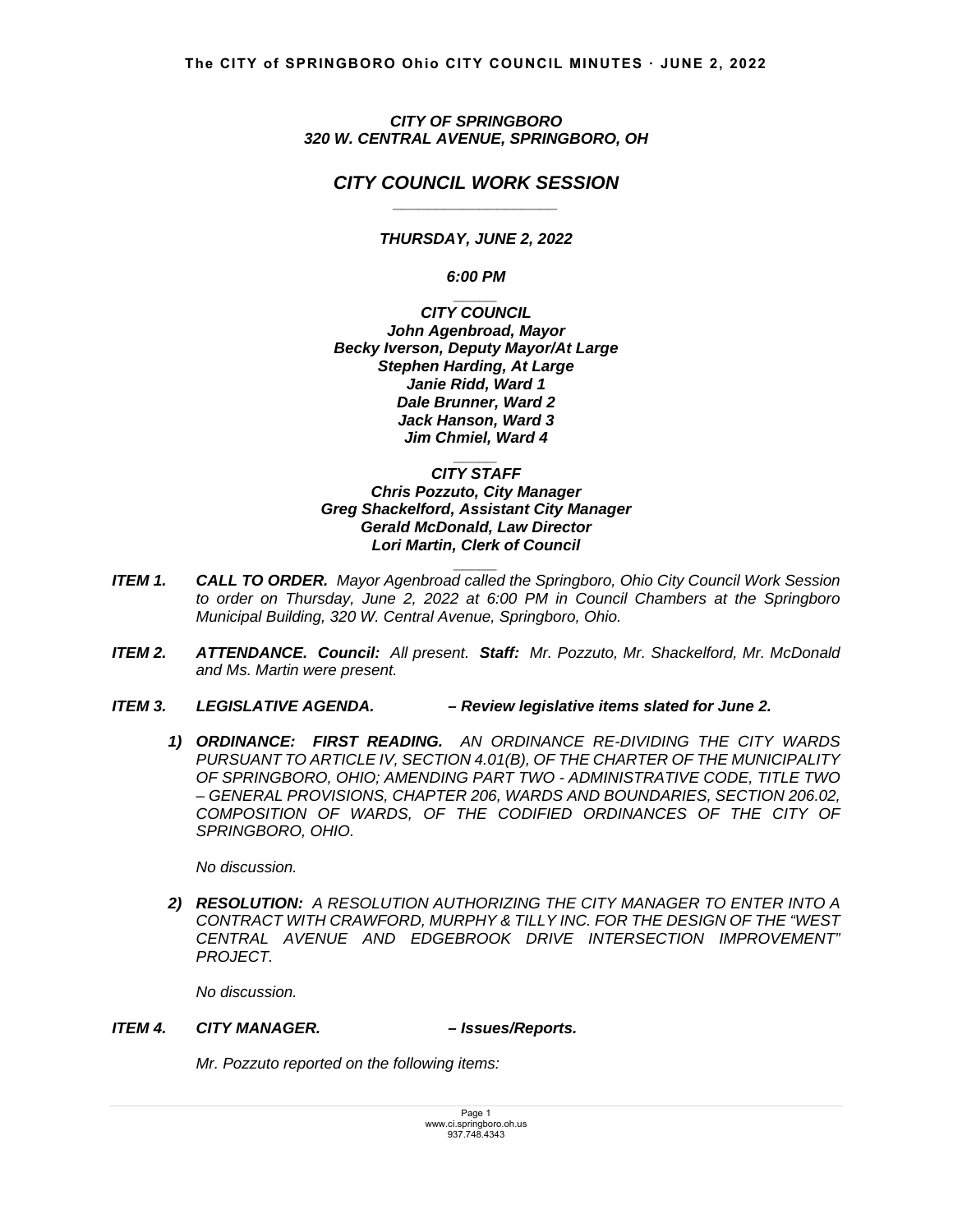***CITY OF SPRINGBORO***
***320 W. CENTRAL AVENUE, SPRINGBORO, OH***

# *CITY COUNCIL WORK SESSION*

***THURSDAY, JUNE 2, 2022***

***6:00 PM***

***CITY COUNCIL***
***John Agenbroad, Mayor***
***Becky Iverson, Deputy Mayor/At Large***
***Stephen Harding, At Large***
***Janie Ridd, Ward 1***
***Dale Brunner, Ward 2***
***Jack Hanson, Ward 3***
***Jim Chmiel, Ward 4***

***CITY STAFF***
***Chris Pozzuto, City Manager***
***Greg Shackelford, Assistant City Manager***
***Gerald McDonald, Law Director***
***Lori Martin, Clerk of Council***

***ITEM 1. CALL TO ORDER.*** *Mayor Agenbroad called the Springboro, Ohio City Council Work Session to order on Thursday, June 2, 2022 at 6:00 PM in Council Chambers at the Springboro Municipal Building, 320 W. Central Avenue, Springboro, Ohio.*

***ITEM 2. ATTENDANCE. Council:*** *All present.* ***Staff:*** *Mr. Pozzuto, Mr. Shackelford, Mr. McDonald and Ms. Martin were present.*

***ITEM 3. LEGISLATIVE AGENDA. – Review legislative items slated for June 2.***

1) ***ORDINANCE: FIRST READING.*** *AN ORDINANCE RE-DIVIDING THE CITY WARDS PURSUANT TO ARTICLE IV, SECTION 4.01(B), OF THE CHARTER OF THE MUNICIPALITY OF SPRINGBORO, OHIO; AMENDING PART TWO - ADMINISTRATIVE CODE, TITLE TWO – GENERAL PROVISIONS, CHAPTER 206, WARDS AND BOUNDARIES, SECTION 206.02, COMPOSITION OF WARDS, OF THE CODIFIED ORDINANCES OF THE CITY OF SPRINGBORO, OHIO.*

   *No discussion.*

2) ***RESOLUTION:*** *A RESOLUTION AUTHORIZING THE CITY MANAGER TO ENTER INTO A CONTRACT WITH CRAWFORD, MURPHY & TILLY INC. FOR THE DESIGN OF THE "WEST CENTRAL AVENUE AND EDGEBROOK DRIVE INTERSECTION IMPROVEMENT" PROJECT.*

   *No discussion.*

***ITEM 4. CITY MANAGER. – Issues/Reports.***

*Mr. Pozzuto reported on the following items:*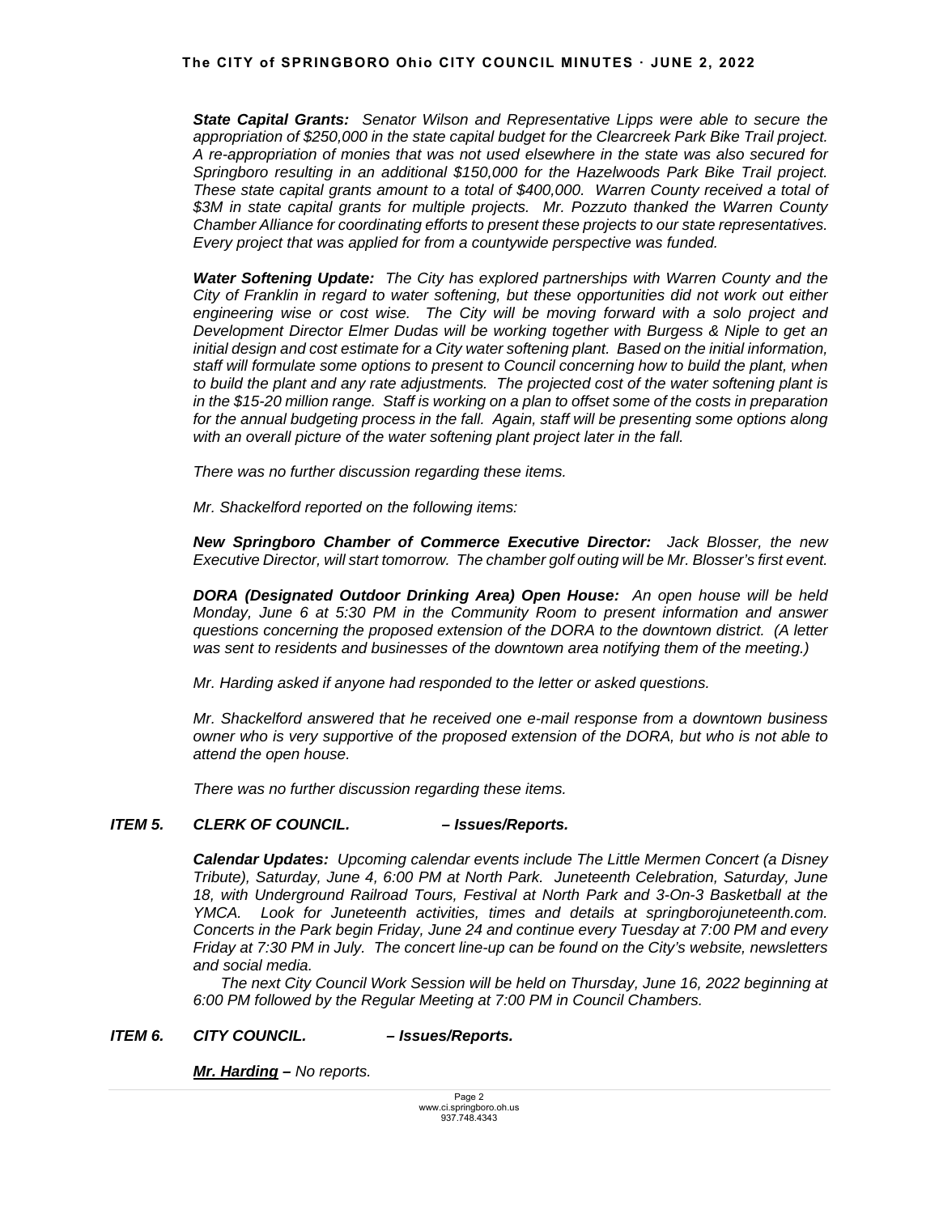***State Capital Grants:*** *Senator Wilson and Representative Lipps were able to secure the appropriation of $250,000 in the state capital budget for the Clearcreek Park Bike Trail project. A re-appropriation of monies that was not used elsewhere in the state was also secured for Springboro resulting in an additional $150,000 for the Hazelwoods Park Bike Trail project. These state capital grants amount to a total of $400,000. Warren County received a total of $3M in state capital grants for multiple projects. Mr. Pozzuto thanked the Warren County Chamber Alliance for coordinating efforts to present these projects to our state representatives. Every project that was applied for from a countywide perspective was funded.*

***Water Softening Update:*** *The City has explored partnerships with Warren County and the City of Franklin in regard to water softening, but these opportunities did not work out either engineering wise or cost wise. The City will be moving forward with a solo project and Development Director Elmer Dudas will be working together with Burgess & Niple to get an initial design and cost estimate for a City water softening plant. Based on the initial information, staff will formulate some options to present to Council concerning how to build the plant, when to build the plant and any rate adjustments. The projected cost of the water softening plant is in the $15-20 million range. Staff is working on a plan to offset some of the costs in preparation for the annual budgeting process in the fall. Again, staff will be presenting some options along with an overall picture of the water softening plant project later in the fall.*

*There was no further discussion regarding these items.*

*Mr. Shackelford reported on the following items:*

***New Springboro Chamber of Commerce Executive Director:*** *Jack Blosser, the new Executive Director, will start tomorrow. The chamber golf outing will be Mr. Blosser's first event.*

***DORA (Designated Outdoor Drinking Area) Open House:*** *An open house will be held Monday, June 6 at 5:30 PM in the Community Room to present information and answer questions concerning the proposed extension of the DORA to the downtown district. (A letter was sent to residents and businesses of the downtown area notifying them of the meeting.)*

*Mr. Harding asked if anyone had responded to the letter or asked questions.*

*Mr. Shackelford answered that he received one e-mail response from a downtown business owner who is very supportive of the proposed extension of the DORA, but who is not able to attend the open house.*

*There was no further discussion regarding these items.*

***ITEM 5. CLERK OF COUNCIL. – Issues/Reports.***

***Calendar Updates:*** *Upcoming calendar events include The Little Mermen Concert (a Disney Tribute), Saturday, June 4, 6:00 PM at North Park. Juneteenth Celebration, Saturday, June 18, with Underground Railroad Tours, Festival at North Park and 3-On-3 Basketball at the YMCA. Look for Juneteenth activities, times and details at springborojuneteenth.com. Concerts in the Park begin Friday, June 24 and continue every Tuesday at 7:00 PM and every Friday at 7:30 PM in July. The concert line-up can be found on the City's website, newsletters and social media.*

*The next City Council Work Session will be held on Thursday, June 16, 2022 beginning at 6:00 PM followed by the Regular Meeting at 7:00 PM in Council Chambers.*

***ITEM 6. CITY COUNCIL. – Issues/Reports.***

***<u>Mr. Harding</u> –*** *No reports.*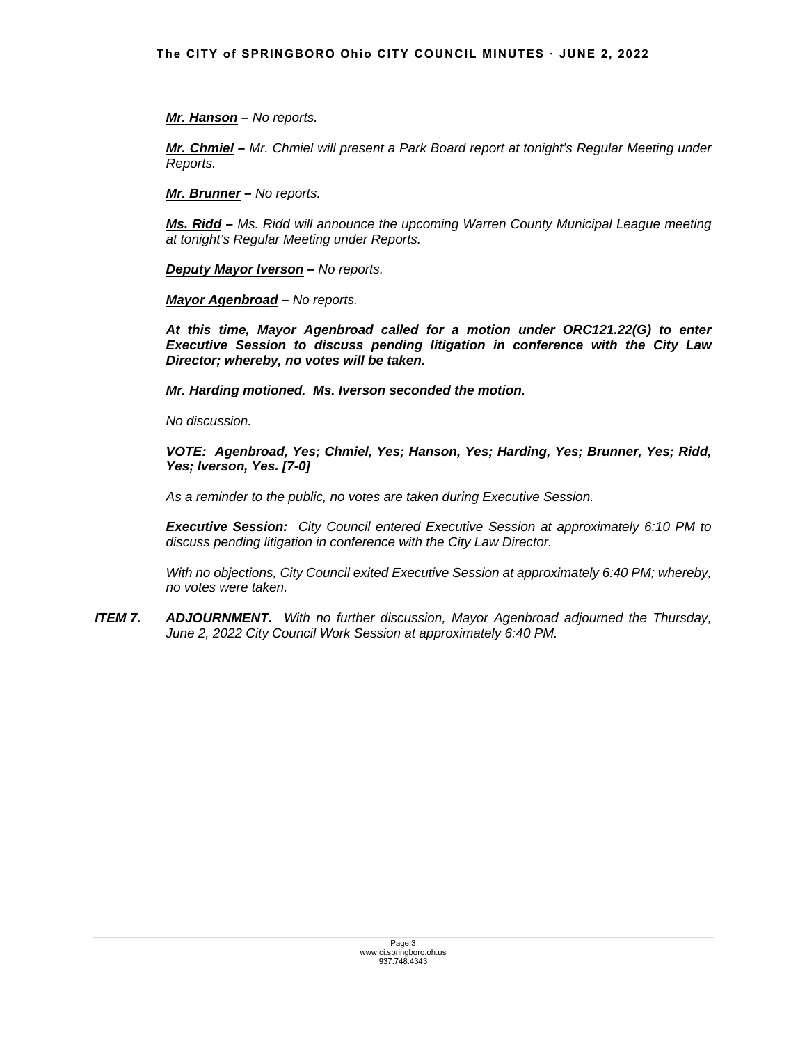***Mr. Hanson*** *– No reports.*

***Mr. Chmiel*** *– Mr. Chmiel will present a Park Board report at tonight's Regular Meeting under Reports.*

***Mr. Brunner*** *– No reports.*

***Ms. Ridd*** *– Ms. Ridd will announce the upcoming Warren County Municipal League meeting at tonight's Regular Meeting under Reports.*

***Deputy Mayor Iverson*** *– No reports.*

***Mayor Agenbroad*** *– No reports.*

***At this time, Mayor Agenbroad called for a motion under ORC121.22(G) to enter Executive Session to discuss pending litigation in conference with the City Law Director; whereby, no votes will be taken.***

***Mr. Harding motioned. Ms. Iverson seconded the motion.***

*No discussion.*

***VOTE: Agenbroad, Yes; Chmiel, Yes; Hanson, Yes; Harding, Yes; Brunner, Yes; Ridd, Yes; Iverson, Yes. [7-0]***

*As a reminder to the public, no votes are taken during Executive Session.*

***Executive Session:*** *City Council entered Executive Session at approximately 6:10 PM to discuss pending litigation in conference with the City Law Director.*

*With no objections, City Council exited Executive Session at approximately 6:40 PM; whereby, no votes were taken.*

***ITEM 7. ADJOURNMENT.*** *With no further discussion, Mayor Agenbroad adjourned the Thursday, June 2, 2022 City Council Work Session at approximately 6:40 PM.*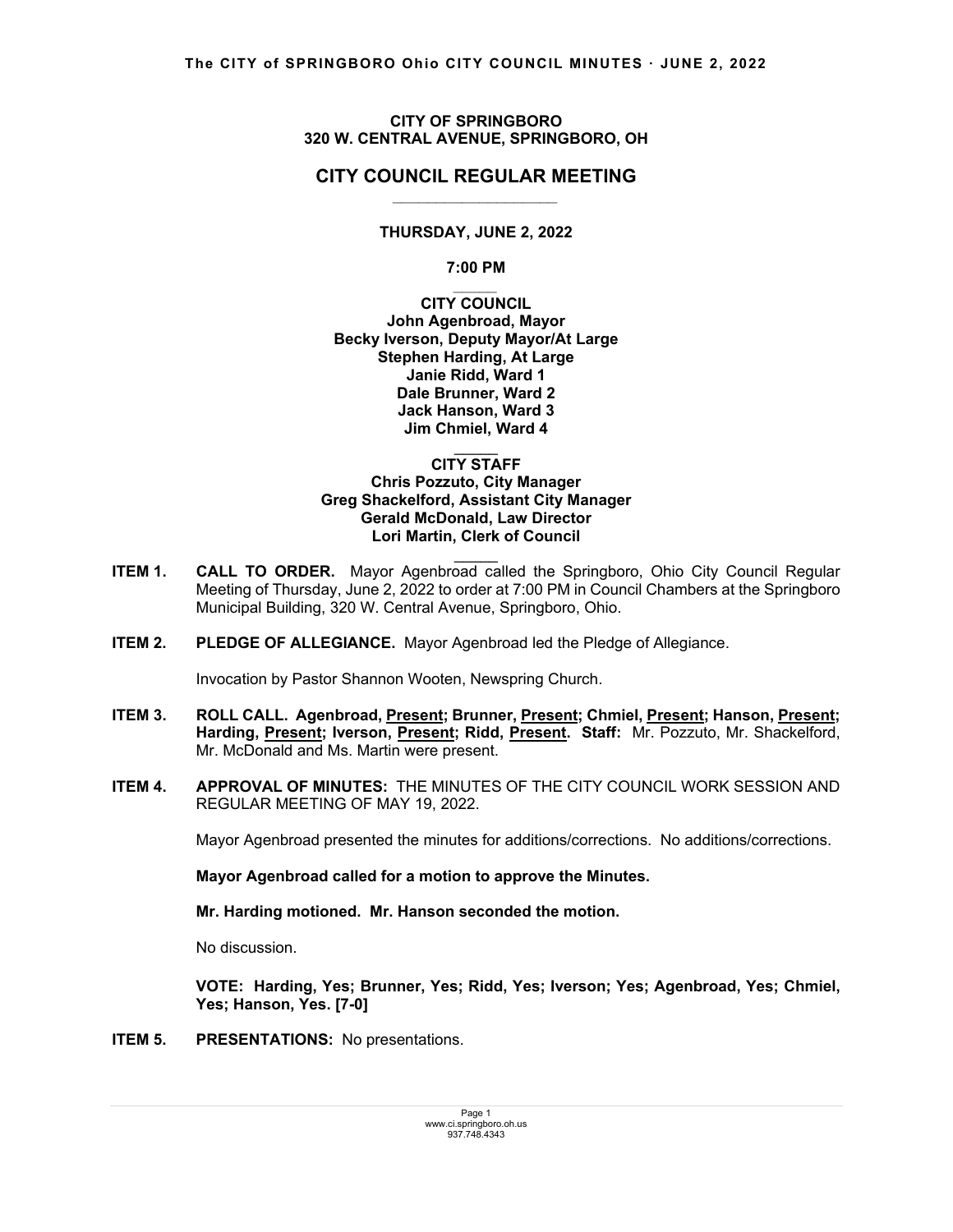**CITY OF SPRINGBORO**
**320 W. CENTRAL AVENUE, SPRINGBORO, OH**

# CITY COUNCIL REGULAR MEETING

**THURSDAY, JUNE 2, 2022**

**7:00 PM**

**CITY COUNCIL**
**John Agenbroad, Mayor**
**Becky Iverson, Deputy Mayor/At Large**
**Stephen Harding, At Large**
**Janie Ridd, Ward 1**
**Dale Brunner, Ward 2**
**Jack Hanson, Ward 3**
**Jim Chmiel, Ward 4**

**CITY STAFF**
**Chris Pozzuto, City Manager**
**Greg Shackelford, Assistant City Manager**
**Gerald McDonald, Law Director**
**Lori Martin, Clerk of Council**

**ITEM 1. CALL TO ORDER.** Mayor Agenbroad called the Springboro, Ohio City Council Regular Meeting of Thursday, June 2, 2022 to order at 7:00 PM in Council Chambers at the Springboro Municipal Building, 320 W. Central Avenue, Springboro, Ohio.

**ITEM 2. PLEDGE OF ALLEGIANCE.** Mayor Agenbroad led the Pledge of Allegiance.

Invocation by Pastor Shannon Wooten, Newspring Church.

**ITEM 3. ROLL CALL. Agenbroad, Present; Brunner, Present; Chmiel, Present; Hanson, Present; Harding, Present; Iverson, Present; Ridd, Present. Staff:** Mr. Pozzuto, Mr. Shackelford, Mr. McDonald and Ms. Martin were present.

**ITEM 4. APPROVAL OF MINUTES:** THE MINUTES OF THE CITY COUNCIL WORK SESSION AND REGULAR MEETING OF MAY 19, 2022.

Mayor Agenbroad presented the minutes for additions/corrections. No additions/corrections.

**Mayor Agenbroad called for a motion to approve the Minutes.**

**Mr. Harding motioned. Mr. Hanson seconded the motion.**

No discussion.

**VOTE: Harding, Yes; Brunner, Yes; Ridd, Yes; Iverson; Yes; Agenbroad, Yes; Chmiel, Yes; Hanson, Yes. [7-0]**

**ITEM 5. PRESENTATIONS:** No presentations.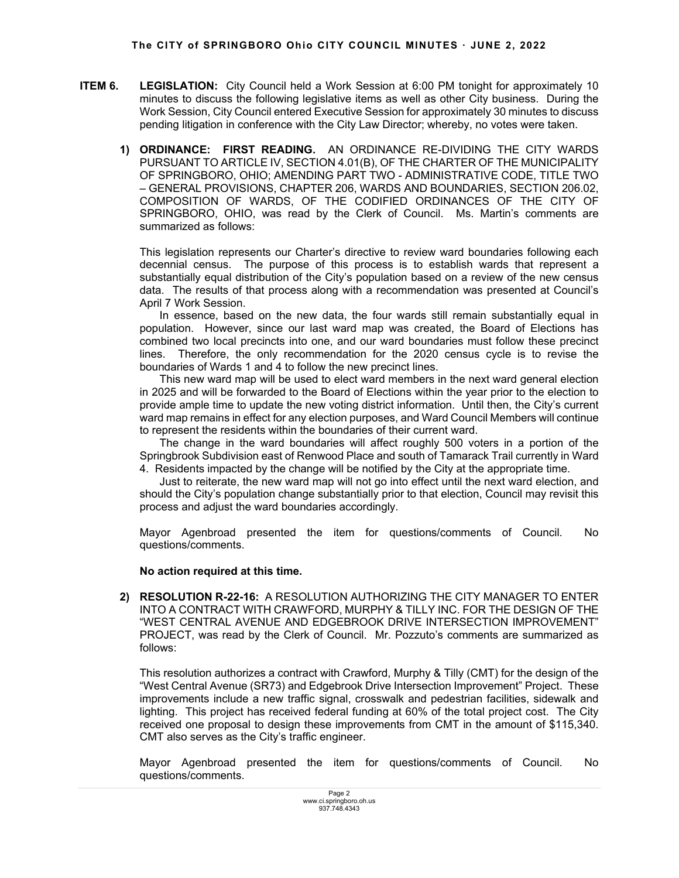**ITEM 6. LEGISLATION:** City Council held a Work Session at 6:00 PM tonight for approximately 10 minutes to discuss the following legislative items as well as other City business. During the Work Session, City Council entered Executive Session for approximately 30 minutes to discuss pending litigation in conference with the City Law Director; whereby, no votes were taken.

**1) ORDINANCE: FIRST READING.** AN ORDINANCE RE-DIVIDING THE CITY WARDS PURSUANT TO ARTICLE IV, SECTION 4.01(B), OF THE CHARTER OF THE MUNICIPALITY OF SPRINGBORO, OHIO; AMENDING PART TWO - ADMINISTRATIVE CODE, TITLE TWO – GENERAL PROVISIONS, CHAPTER 206, WARDS AND BOUNDARIES, SECTION 206.02, COMPOSITION OF WARDS, OF THE CODIFIED ORDINANCES OF THE CITY OF SPRINGBORO, OHIO, was read by the Clerk of Council. Ms. Martin's comments are summarized as follows:

This legislation represents our Charter's directive to review ward boundaries following each decennial census. The purpose of this process is to establish wards that represent a substantially equal distribution of the City's population based on a review of the new census data. The results of that process along with a recommendation was presented at Council's April 7 Work Session.

In essence, based on the new data, the four wards still remain substantially equal in population. However, since our last ward map was created, the Board of Elections has combined two local precincts into one, and our ward boundaries must follow these precinct lines. Therefore, the only recommendation for the 2020 census cycle is to revise the boundaries of Wards 1 and 4 to follow the new precinct lines.

This new ward map will be used to elect ward members in the next ward general election in 2025 and will be forwarded to the Board of Elections within the year prior to the election to provide ample time to update the new voting district information. Until then, the City's current ward map remains in effect for any election purposes, and Ward Council Members will continue to represent the residents within the boundaries of their current ward.

The change in the ward boundaries will affect roughly 500 voters in a portion of the Springbrook Subdivision east of Renwood Place and south of Tamarack Trail currently in Ward 4. Residents impacted by the change will be notified by the City at the appropriate time.

Just to reiterate, the new ward map will not go into effect until the next ward election, and should the City's population change substantially prior to that election, Council may revisit this process and adjust the ward boundaries accordingly.

Mayor Agenbroad presented the item for questions/comments of Council. No questions/comments.

**No action required at this time.**

**2) RESOLUTION R-22-16:** A RESOLUTION AUTHORIZING THE CITY MANAGER TO ENTER INTO A CONTRACT WITH CRAWFORD, MURPHY & TILLY INC. FOR THE DESIGN OF THE "WEST CENTRAL AVENUE AND EDGEBROOK DRIVE INTERSECTION IMPROVEMENT" PROJECT, was read by the Clerk of Council. Mr. Pozzuto's comments are summarized as follows:

This resolution authorizes a contract with Crawford, Murphy & Tilly (CMT) for the design of the "West Central Avenue (SR73) and Edgebrook Drive Intersection Improvement" Project. These improvements include a new traffic signal, crosswalk and pedestrian facilities, sidewalk and lighting. This project has received federal funding at 60% of the total project cost. The City received one proposal to design these improvements from CMT in the amount of $115,340. CMT also serves as the City's traffic engineer.

Mayor Agenbroad presented the item for questions/comments of Council. No questions/comments.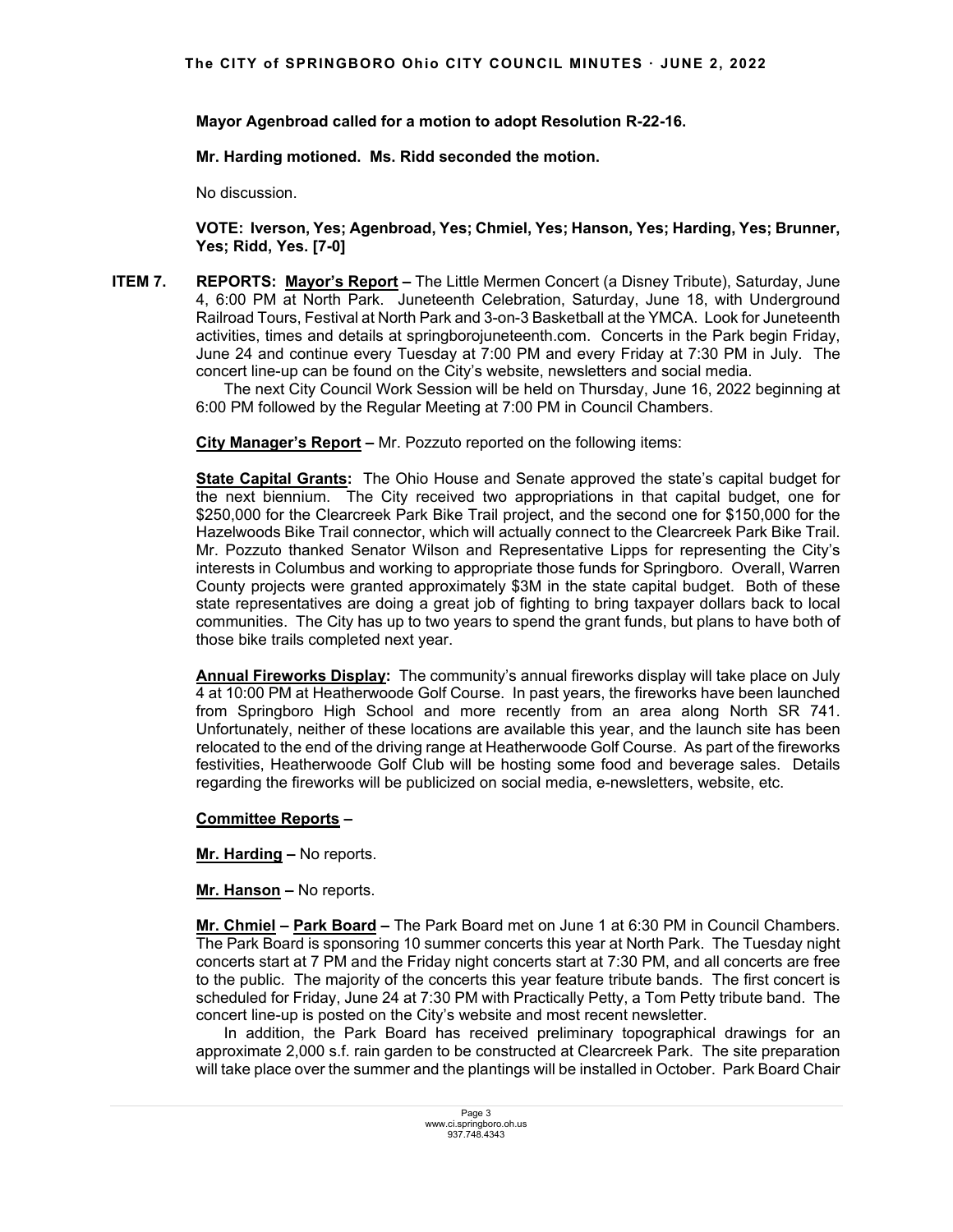**Mayor Agenbroad called for a motion to adopt Resolution R-22-16.**

**Mr. Harding motioned. Ms. Ridd seconded the motion.**

No discussion.

**VOTE: Iverson, Yes; Agenbroad, Yes; Chmiel, Yes; Hanson, Yes; Harding, Yes; Brunner, Yes; Ridd, Yes. [7-0]**

**ITEM 7. REPORTS: Mayor's Report –** The Little Mermen Concert (a Disney Tribute), Saturday, June 4, 6:00 PM at North Park. Juneteenth Celebration, Saturday, June 18, with Underground Railroad Tours, Festival at North Park and 3-on-3 Basketball at the YMCA. Look for Juneteenth activities, times and details at springborojuneteenth.com. Concerts in the Park begin Friday, June 24 and continue every Tuesday at 7:00 PM and every Friday at 7:30 PM in July. The concert line-up can be found on the City's website, newsletters and social media.

The next City Council Work Session will be held on Thursday, June 16, 2022 beginning at 6:00 PM followed by the Regular Meeting at 7:00 PM in Council Chambers.

**City Manager's Report –** Mr. Pozzuto reported on the following items:

**State Capital Grants:** The Ohio House and Senate approved the state's capital budget for the next biennium. The City received two appropriations in that capital budget, one for $250,000 for the Clearcreek Park Bike Trail project, and the second one for $150,000 for the Hazelwoods Bike Trail connector, which will actually connect to the Clearcreek Park Bike Trail. Mr. Pozzuto thanked Senator Wilson and Representative Lipps for representing the City's interests in Columbus and working to appropriate those funds for Springboro. Overall, Warren County projects were granted approximately $3M in the state capital budget. Both of these state representatives are doing a great job of fighting to bring taxpayer dollars back to local communities. The City has up to two years to spend the grant funds, but plans to have both of those bike trails completed next year.

**Annual Fireworks Display:** The community's annual fireworks display will take place on July 4 at 10:00 PM at Heatherwoode Golf Course. In past years, the fireworks have been launched from Springboro High School and more recently from an area along North SR 741. Unfortunately, neither of these locations are available this year, and the launch site has been relocated to the end of the driving range at Heatherwoode Golf Course. As part of the fireworks festivities, Heatherwoode Golf Club will be hosting some food and beverage sales. Details regarding the fireworks will be publicized on social media, e-newsletters, website, etc.

**Committee Reports –**

**Mr. Harding –** No reports.

**Mr. Hanson –** No reports.

**Mr. Chmiel – Park Board –** The Park Board met on June 1 at 6:30 PM in Council Chambers. The Park Board is sponsoring 10 summer concerts this year at North Park. The Tuesday night concerts start at 7 PM and the Friday night concerts start at 7:30 PM, and all concerts are free to the public. The majority of the concerts this year feature tribute bands. The first concert is scheduled for Friday, June 24 at 7:30 PM with Practically Petty, a Tom Petty tribute band. The concert line-up is posted on the City's website and most recent newsletter.

In addition, the Park Board has received preliminary topographical drawings for an approximate 2,000 s.f. rain garden to be constructed at Clearcreek Park. The site preparation will take place over the summer and the plantings will be installed in October. Park Board Chair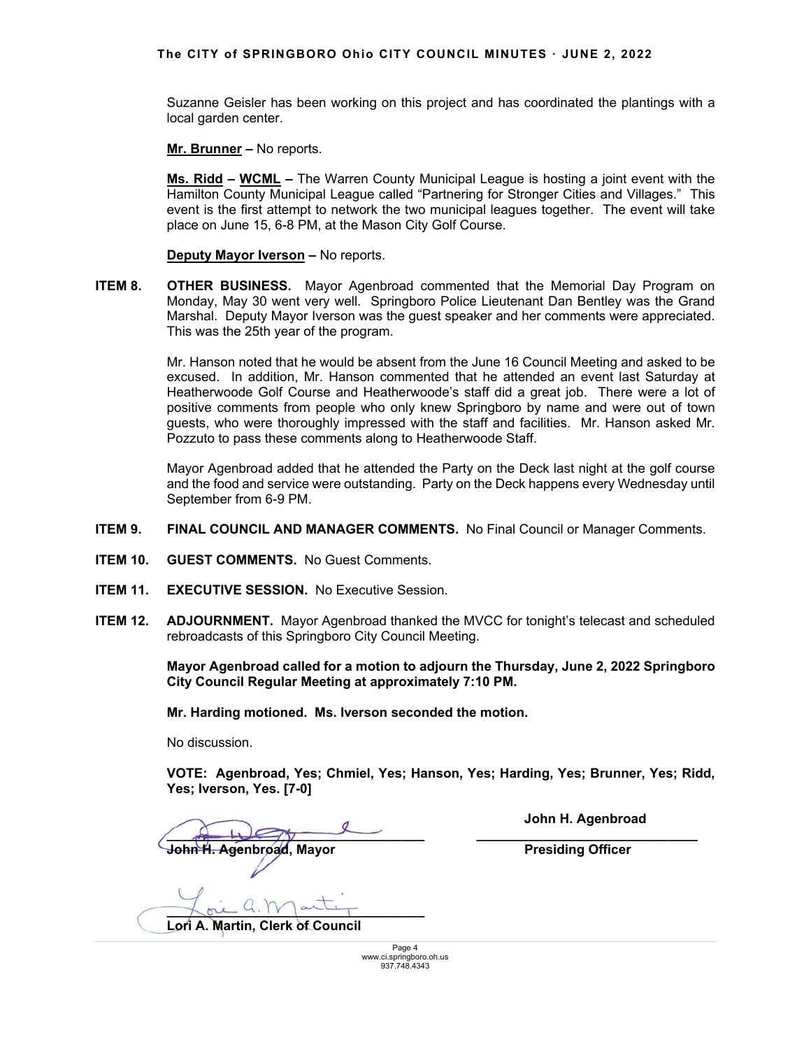Suzanne Geisler has been working on this project and has coordinated the plantings with a local garden center.

**Mr. Brunner –** No reports.

**Ms. Ridd – WCML –** The Warren County Municipal League is hosting a joint event with the Hamilton County Municipal League called "Partnering for Stronger Cities and Villages." This event is the first attempt to network the two municipal leagues together. The event will take place on June 15, 6-8 PM, at the Mason City Golf Course.

**Deputy Mayor Iverson –** No reports.

**ITEM 8. OTHER BUSINESS.** Mayor Agenbroad commented that the Memorial Day Program on Monday, May 30 went very well. Springboro Police Lieutenant Dan Bentley was the Grand Marshal. Deputy Mayor Iverson was the guest speaker and her comments were appreciated. This was the 25th year of the program.

Mr. Hanson noted that he would be absent from the June 16 Council Meeting and asked to be excused. In addition, Mr. Hanson commented that he attended an event last Saturday at Heatherwoode Golf Course and Heatherwoode's staff did a great job. There were a lot of positive comments from people who only knew Springboro by name and were out of town guests, who were thoroughly impressed with the staff and facilities. Mr. Hanson asked Mr. Pozzuto to pass these comments along to Heatherwoode Staff.

Mayor Agenbroad added that he attended the Party on the Deck last night at the golf course and the food and service were outstanding. Party on the Deck happens every Wednesday until September from 6-9 PM.

**ITEM 9. FINAL COUNCIL AND MANAGER COMMENTS.** No Final Council or Manager Comments.

**ITEM 10. GUEST COMMENTS.** No Guest Comments.

**ITEM 11. EXECUTIVE SESSION.** No Executive Session.

**ITEM 12. ADJOURNMENT.** Mayor Agenbroad thanked the MVCC for tonight's telecast and scheduled rebroadcasts of this Springboro City Council Meeting.

**Mayor Agenbroad called for a motion to adjourn the Thursday, June 2, 2022 Springboro City Council Regular Meeting at approximately 7:10 PM.**

**Mr. Harding motioned. Ms. Iverson seconded the motion.**

No discussion.

**VOTE: Agenbroad, Yes; Chmiel, Yes; Hanson, Yes; Harding, Yes; Brunner, Yes; Ridd, Yes; Iverson, Yes. [7-0]**

**John H. Agenbroad, Mayor**

**John H. Agenbroad**
**Presiding Officer**

**Lori A. Martin, Clerk of Council**